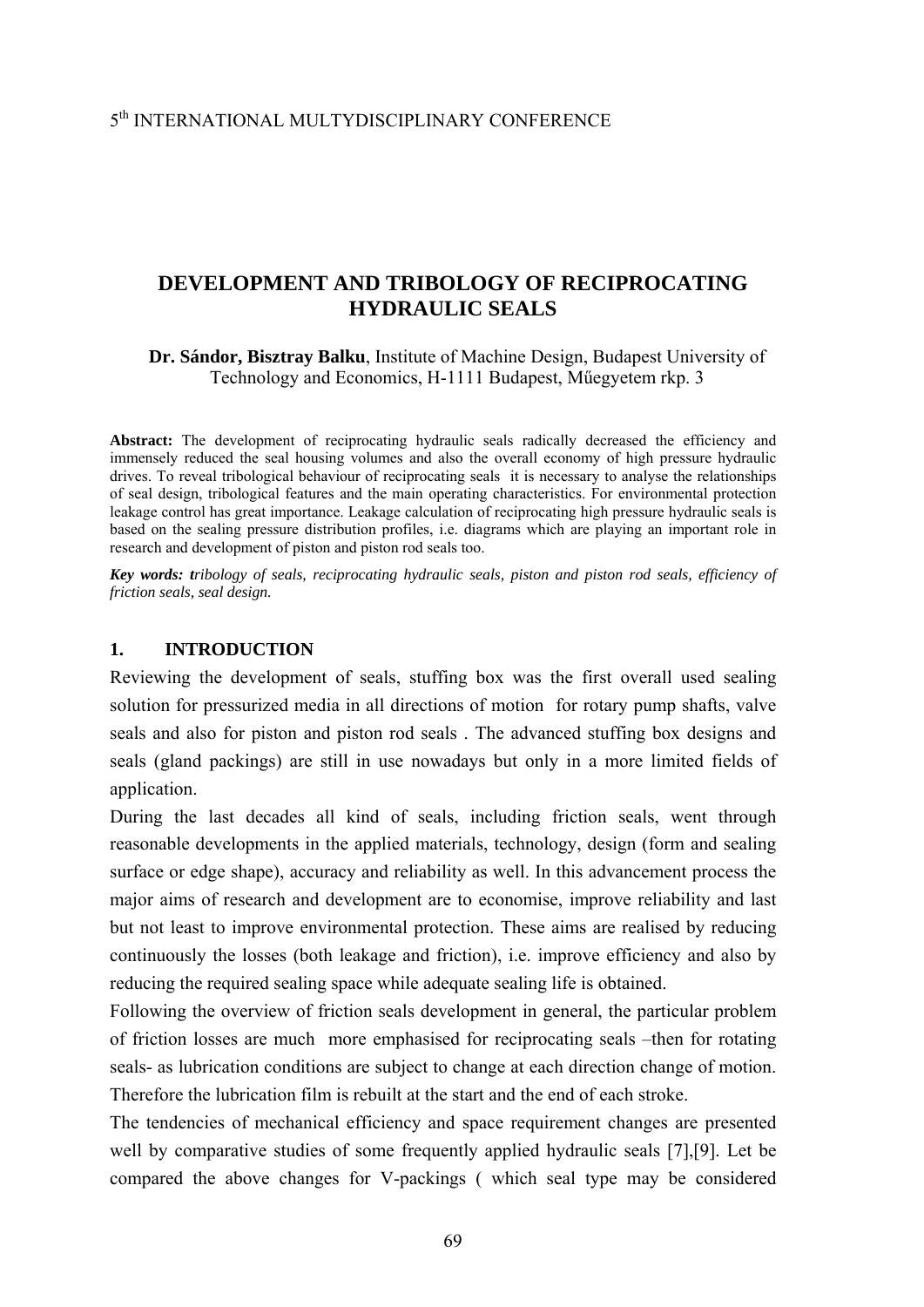5[th] INTERNATIONAL MULTYDISCIPLINARY CONFERENCE

# DEVELOPMENT AND TRIBOLOGY OF RECIPROCATING HYDRAULIC SEALS

**Dr. Sándor, Bisztray Balku**, Institute of Machine Design, Budapest University of Technology and Economics, H-1111 Budapest, Műegyetem rkp. 3

**Abstract:** The development of reciprocating hydraulic seals radically decreased the efficiency and immensely reduced the seal housing volumes and also the overall economy of high pressure hydraulic drives. To reveal tribological behaviour of reciprocating seals it is necessary to analyse the relationships of seal design, tribological features and the main operating characteristics. For environmental protection leakage control has great importance. Leakage calculation of reciprocating high pressure hydraulic seals is based on the sealing pressure distribution profiles, i.e. diagrams which are playing an important role in research and development of piston and piston rod seals too.

***Key words: tribology of seals, reciprocating hydraulic seals, piston and piston rod seals, efficiency of friction seals, seal design.***

## 1. INTRODUCTION

Reviewing the development of seals, stuffing box was the first overall used sealing solution for pressurized media in all directions of motion for rotary pump shafts, valve seals and also for piston and piston rod seals . The advanced stuffing box designs and seals (gland packings) are still in use nowadays but only in a more limited fields of application.

During the last decades all kind of seals, including friction seals, went through reasonable developments in the applied materials, technology, design (form and sealing surface or edge shape), accuracy and reliability as well. In this advancement process the major aims of research and development are to economise, improve reliability and last but not least to improve environmental protection. These aims are realised by reducing continuously the losses (both leakage and friction), i.e. improve efficiency and also by reducing the required sealing space while adequate sealing life is obtained.

Following the overview of friction seals development in general, the particular problem of friction losses are much more emphasised for reciprocating seals –then for rotating seals- as lubrication conditions are subject to change at each direction change of motion. Therefore the lubrication film is rebuilt at the start and the end of each stroke.

The tendencies of mechanical efficiency and space requirement changes are presented well by comparative studies of some frequently applied hydraulic seals [7],[9]. Let be compared the above changes for V-packings ( which seal type may be considered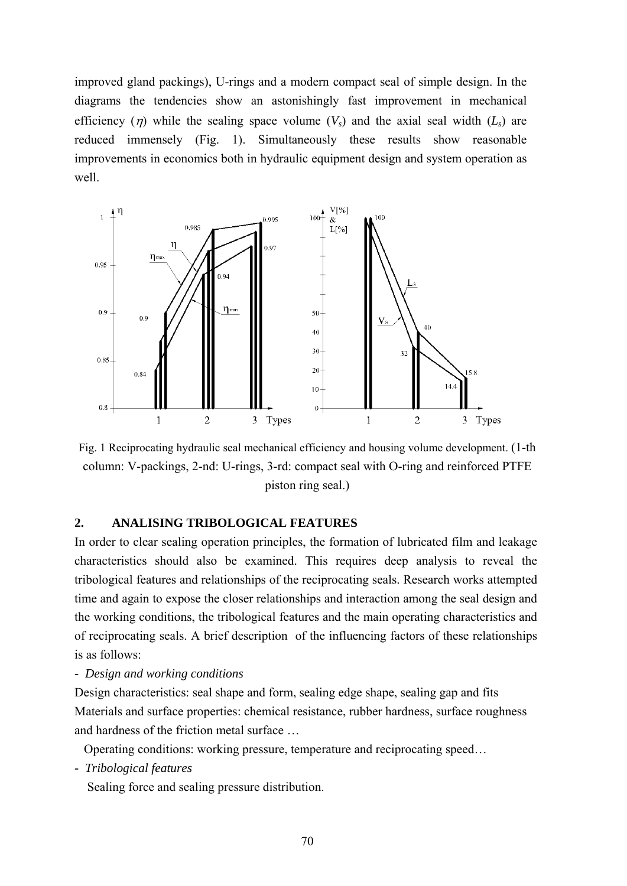improved gland packings), U-rings and a modern compact seal of simple design. In the diagrams the tendencies show an astonishingly fast improvement in mechanical efficiency ($\eta$) while the sealing space volume ($V_s$) and the axial seal width ($L_s$) are reduced immensely (Fig. 1). Simultaneously these results show reasonable improvements in economics both in hydraulic equipment design and system operation as well.

Fig. 1 Reciprocating hydraulic seal mechanical efficiency and housing volume development. (1-th column: V-packings, 2-nd: U-rings, 3-rd: compact seal with O-ring and reinforced PTFE piston ring seal.)

## 2. ANALISING TRIBOLOGICAL FEATURES

In order to clear sealing operation principles, the formation of lubricated film and leakage characteristics should also be examined. This requires deep analysis to reveal the tribological features and relationships of the reciprocating seals. Research works attempted time and again to expose the closer relationships and interaction among the seal design and the working conditions, the tribological features and the main operating characteristics and of reciprocating seals. A brief description of the influencing factors of these relationships is as follows:

- *Design and working conditions*

Design characteristics: seal shape and form, sealing edge shape, sealing gap and fits

Materials and surface properties: chemical resistance, rubber hardness, surface roughness and hardness of the friction metal surface …

Operating conditions: working pressure, temperature and reciprocating speed…

- *Tribological features*

Sealing force and sealing pressure distribution.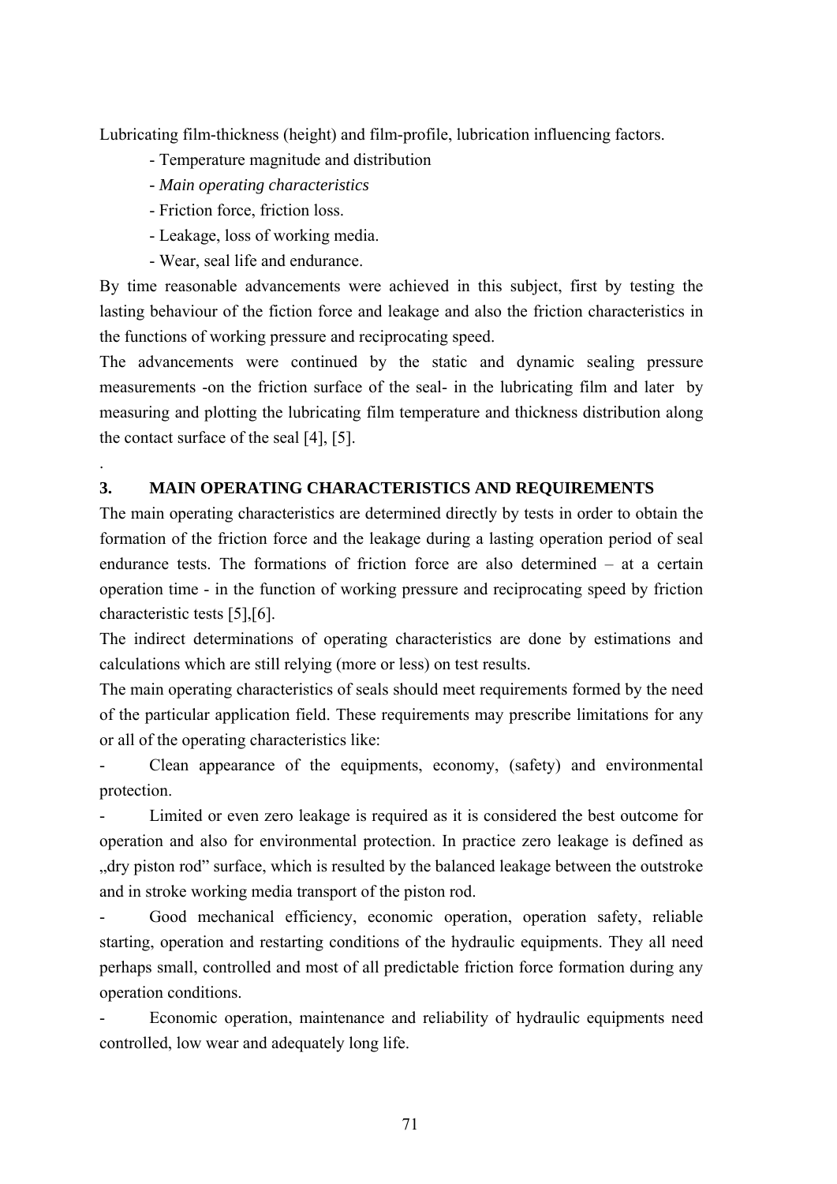Lubricating film-thickness (height) and film-profile, lubrication influencing factors.

- Temperature magnitude and distribution
- *Main operating characteristics*
- Friction force, friction loss.
- Leakage, loss of working media.
- Wear, seal life and endurance.

By time reasonable advancements were achieved in this subject, first by testing the lasting behaviour of the fiction force and leakage and also the friction characteristics in the functions of working pressure and reciprocating speed.

The advancements were continued by the static and dynamic sealing pressure measurements -on the friction surface of the seal- in the lubricating film and later by measuring and plotting the lubricating film temperature and thickness distribution along the contact surface of the seal [4], [5].

.

## 3. MAIN OPERATING CHARACTERISTICS AND REQUIREMENTS

The main operating characteristics are determined directly by tests in order to obtain the formation of the friction force and the leakage during a lasting operation period of seal endurance tests. The formations of friction force are also determined – at a certain operation time - in the function of working pressure and reciprocating speed by friction characteristic tests [5],[6].

The indirect determinations of operating characteristics are done by estimations and calculations which are still relying (more or less) on test results.

The main operating characteristics of seals should meet requirements formed by the need of the particular application field. These requirements may prescribe limitations for any or all of the operating characteristics like:

- Clean appearance of the equipments, economy, (safety) and environmental protection.
- Limited or even zero leakage is required as it is considered the best outcome for operation and also for environmental protection. In practice zero leakage is defined as „dry piston rod" surface, which is resulted by the balanced leakage between the outstroke and in stroke working media transport of the piston rod.
- Good mechanical efficiency, economic operation, operation safety, reliable starting, operation and restarting conditions of the hydraulic equipments. They all need perhaps small, controlled and most of all predictable friction force formation during any operation conditions.
- Economic operation, maintenance and reliability of hydraulic equipments need controlled, low wear and adequately long life.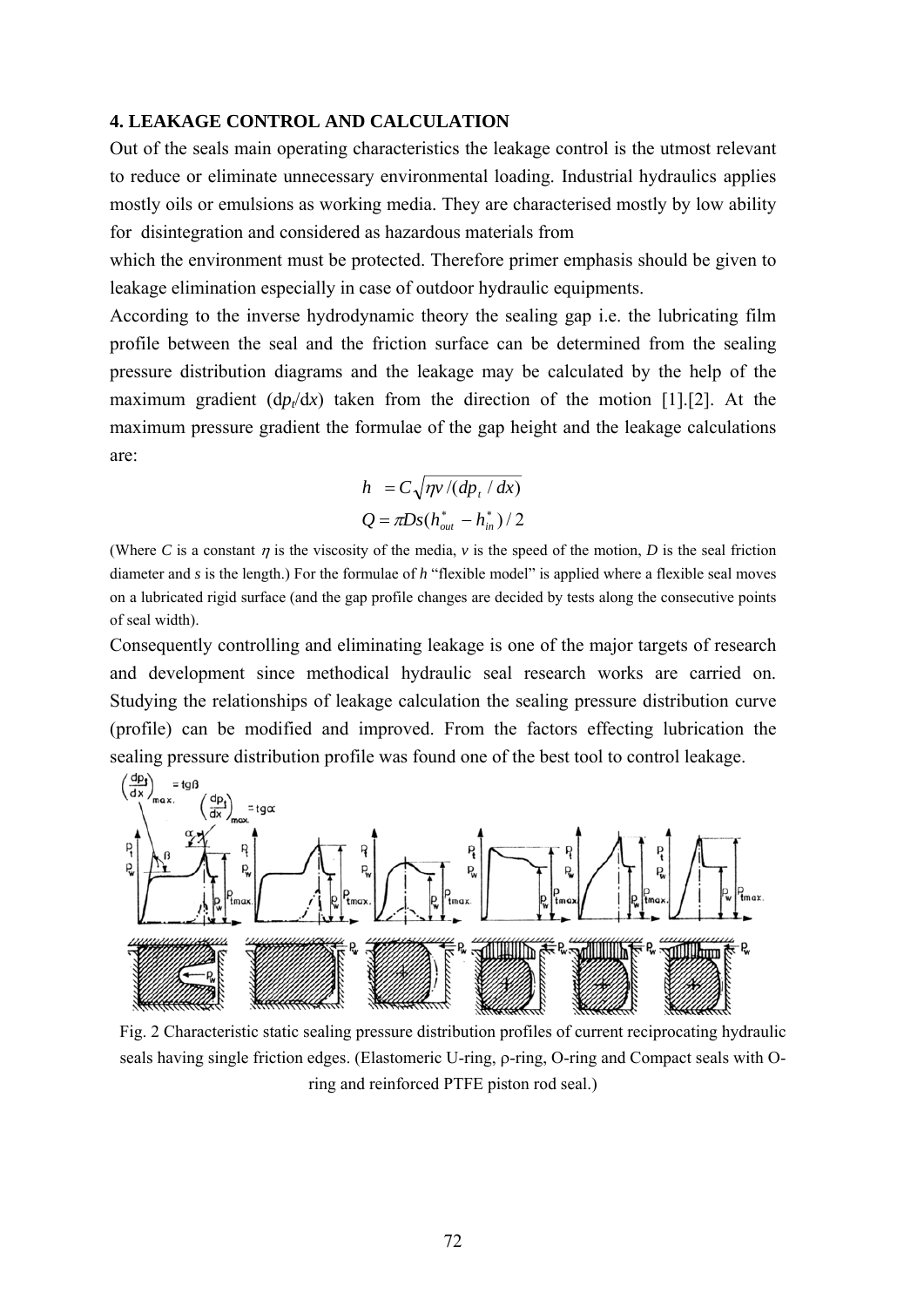### 4. LEAKAGE CONTROL AND CALCULATION

Out of the seals main operating characteristics the leakage control is the utmost relevant to reduce or eliminate unnecessary environmental loading. Industrial hydraulics applies mostly oils or emulsions as working media. They are characterised mostly by low ability for disintegration and considered as hazardous materials from which the environment must be protected. Therefore primer emphasis should be given to leakage elimination especially in case of outdoor hydraulic equipments.

According to the inverse hydrodynamic theory the sealing gap i.e. the lubricating film profile between the seal and the friction surface can be determined from the sealing pressure distribution diagrams and the leakage may be calculated by the help of the maximum gradient ($dp_t/dx$) taken from the direction of the motion [1].[2]. At the maximum pressure gradient the formulae of the gap height and the leakage calculations are:

$$h = C\sqrt{\eta v/(dp_t/dx)}$$

$$Q = \pi D s (h^*_{out} - h^*_{in})/2$$

(Where $C$ is a constant $\eta$ is the viscosity of the media, $v$ is the speed of the motion, $D$ is the seal friction diameter and $s$ is the length.) For the formulae of $h$ "flexible model" is applied where a flexible seal moves on a lubricated rigid surface (and the gap profile changes are decided by tests along the consecutive points of seal width).

Consequently controlling and eliminating leakage is one of the major targets of research and development since methodical hydraulic seal research works are carried on. Studying the relationships of leakage calculation the sealing pressure distribution curve (profile) can be modified and improved. From the factors effecting lubrication the sealing pressure distribution profile was found one of the best tool to control leakage.

Fig. 2 Characteristic static sealing pressure distribution profiles of current reciprocating hydraulic seals having single friction edges. (Elastomeric U-ring, ρ-ring, O-ring and Compact seals with O-ring and reinforced PTFE piston rod seal.)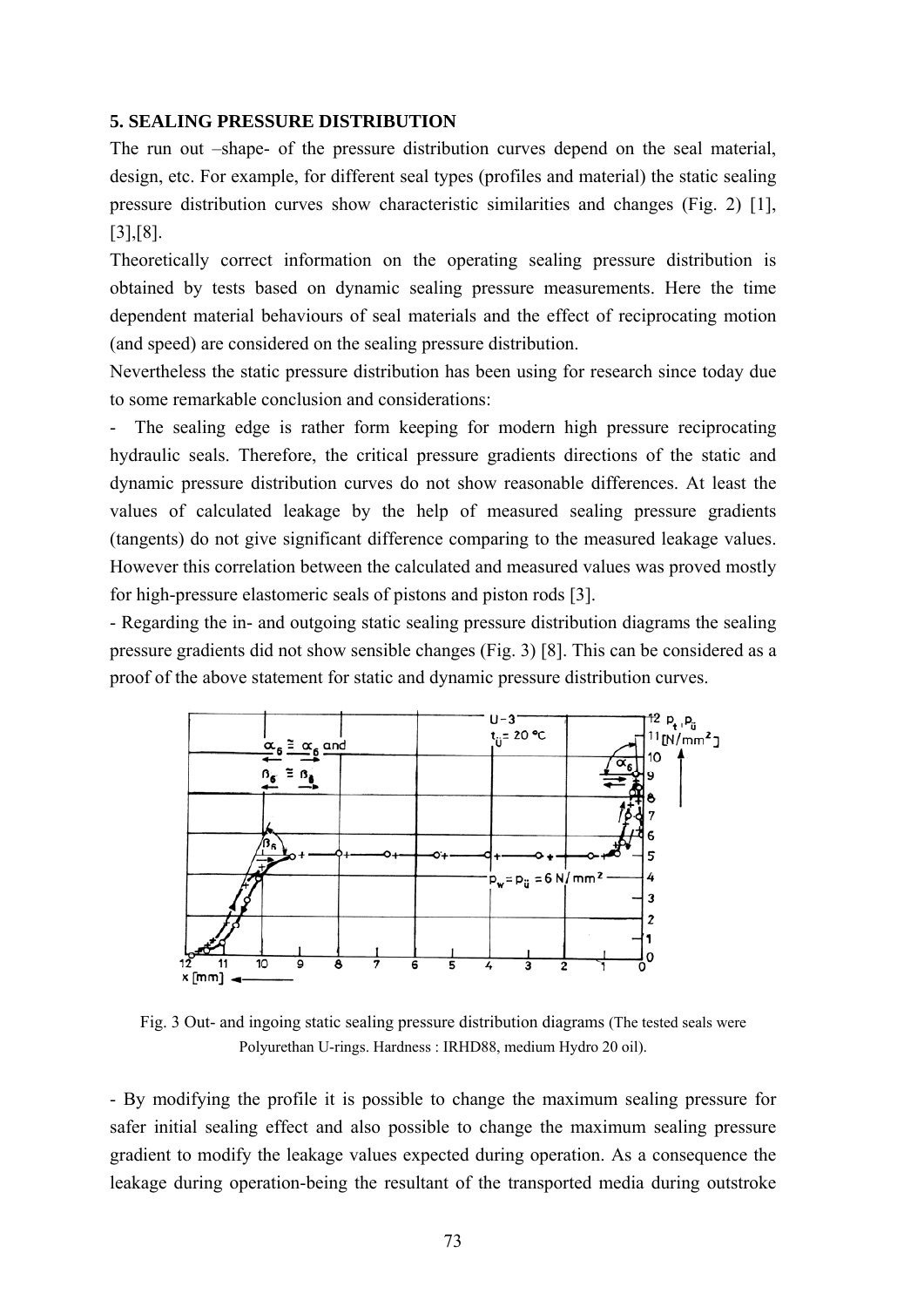## 5. SEALING PRESSURE DISTRIBUTION

The run out –shape- of the pressure distribution curves depend on the seal material, design, etc. For example, for different seal types (profiles and material) the static sealing pressure distribution curves show characteristic similarities and changes (Fig. 2) [1], [3],[8].

Theoretically correct information on the operating sealing pressure distribution is obtained by tests based on dynamic sealing pressure measurements. Here the time dependent material behaviours of seal materials and the effect of reciprocating motion (and speed) are considered on the sealing pressure distribution.

Nevertheless the static pressure distribution has been using for research since today due to some remarkable conclusion and considerations:

- The sealing edge is rather form keeping for modern high pressure reciprocating hydraulic seals. Therefore, the critical pressure gradients directions of the static and dynamic pressure distribution curves do not show reasonable differences. At least the values of calculated leakage by the help of measured sealing pressure gradients (tangents) do not give significant difference comparing to the measured leakage values. However this correlation between the calculated and measured values was proved mostly for high-pressure elastomeric seals of pistons and piston rods [3].
- Regarding the in- and outgoing static sealing pressure distribution diagrams the sealing pressure gradients did not show sensible changes (Fig. 3) [8]. This can be considered as a proof of the above statement for static and dynamic pressure distribution curves.

Fig. 3 Out- and ingoing static sealing pressure distribution diagrams (The tested seals were Polyurethan U-rings. Hardness : IRHD88, medium Hydro 20 oil).

- By modifying the profile it is possible to change the maximum sealing pressure for safer initial sealing effect and also possible to change the maximum sealing pressure gradient to modify the leakage values expected during operation. As a consequence the leakage during operation-being the resultant of the transported media during outstroke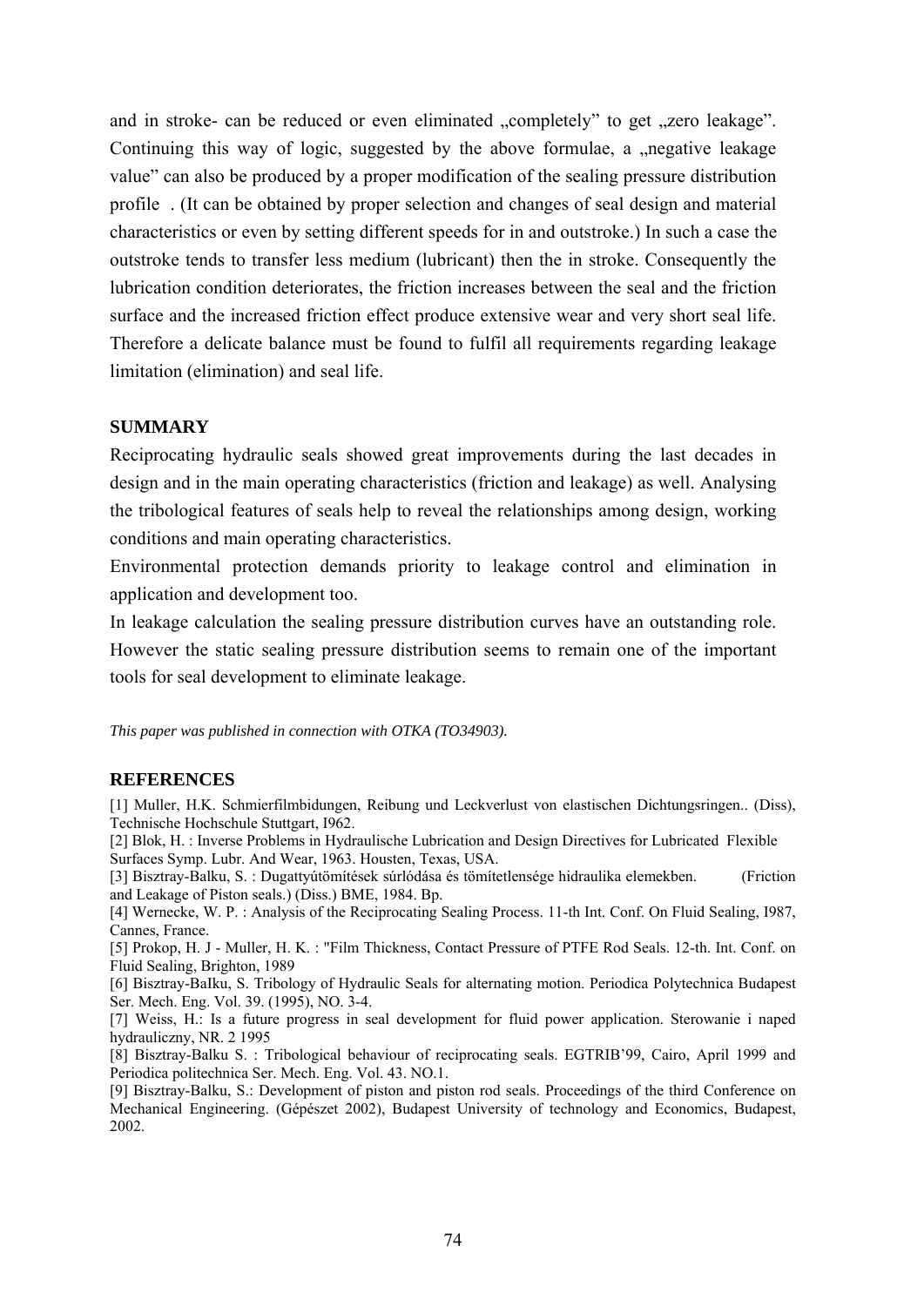and in stroke- can be reduced or even eliminated „completely" to get „zero leakage". Continuing this way of logic, suggested by the above formulae, a „negative leakage value" can also be produced by a proper modification of the sealing pressure distribution profile . (It can be obtained by proper selection and changes of seal design and material characteristics or even by setting different speeds for in and outstroke.) In such a case the outstroke tends to transfer less medium (lubricant) then the in stroke. Consequently the lubrication condition deteriorates, the friction increases between the seal and the friction surface and the increased friction effect produce extensive wear and very short seal life. Therefore a delicate balance must be found to fulfil all requirements regarding leakage limitation (elimination) and seal life.

## SUMMARY

Reciprocating hydraulic seals showed great improvements during the last decades in design and in the main operating characteristics (friction and leakage) as well. Analysing the tribological features of seals help to reveal the relationships among design, working conditions and main operating characteristics.

Environmental protection demands priority to leakage control and elimination in application and development too.

In leakage calculation the sealing pressure distribution curves have an outstanding role. However the static sealing pressure distribution seems to remain one of the important tools for seal development to eliminate leakage.

*This paper was published in connection with OTKA (TO34903).*

## REFERENCES

[1] Muller, H.K. Schmierfilmbidungen, Reibung und Leckverlust von elastischen Dichtungsringen.. (Diss), Technische Hochschule Stuttgart, I962.

[2] Blok, H. : Inverse Problems in Hydraulische Lubrication and Design Directives for Lubricated Flexible Surfaces Symp. Lubr. And Wear, 1963. Housten, Texas, USA.

[3] Bisztray-Balku, S. : Dugattyútömítések súrlódása és tömítetlensége hidraulika elemekben. (Friction and Leakage of Piston seals.) (Diss.) BME, 1984. Bp.

[4] Wernecke, W. P. : Analysis of the Reciprocating Sealing Process. 11-th Int. Conf. On Fluid Sealing, I987, Cannes, France.

[5] Prokop, H. J - Muller, H. K. : "Film Thickness, Contact Pressure of PTFE Rod Seals. 12-th. Int. Conf. on Fluid Sealing, Brighton, 1989

[6] Bisztray-BaIku, S. Tribology of Hydraulic Seals for alternating motion. Periodica Polytechnica Budapest Ser. Mech. Eng. Vol. 39. (1995), NO. 3-4.

[7] Weiss, H.: Is a future progress in seal development for fluid power application. Sterowanie i naped hydrauliczny, NR. 2 1995

[8] Bisztray-Balku S. : Tribological behaviour of reciprocating seals. EGTRIB'99, Cairo, April 1999 and Periodica politechnica Ser. Mech. Eng. Vol. 43. NO.1.

[9] Bisztray-Balku, S.: Development of piston and piston rod seals. Proceedings of the third Conference on Mechanical Engineering. (Gépészet 2002), Budapest University of technology and Economics, Budapest, 2002.